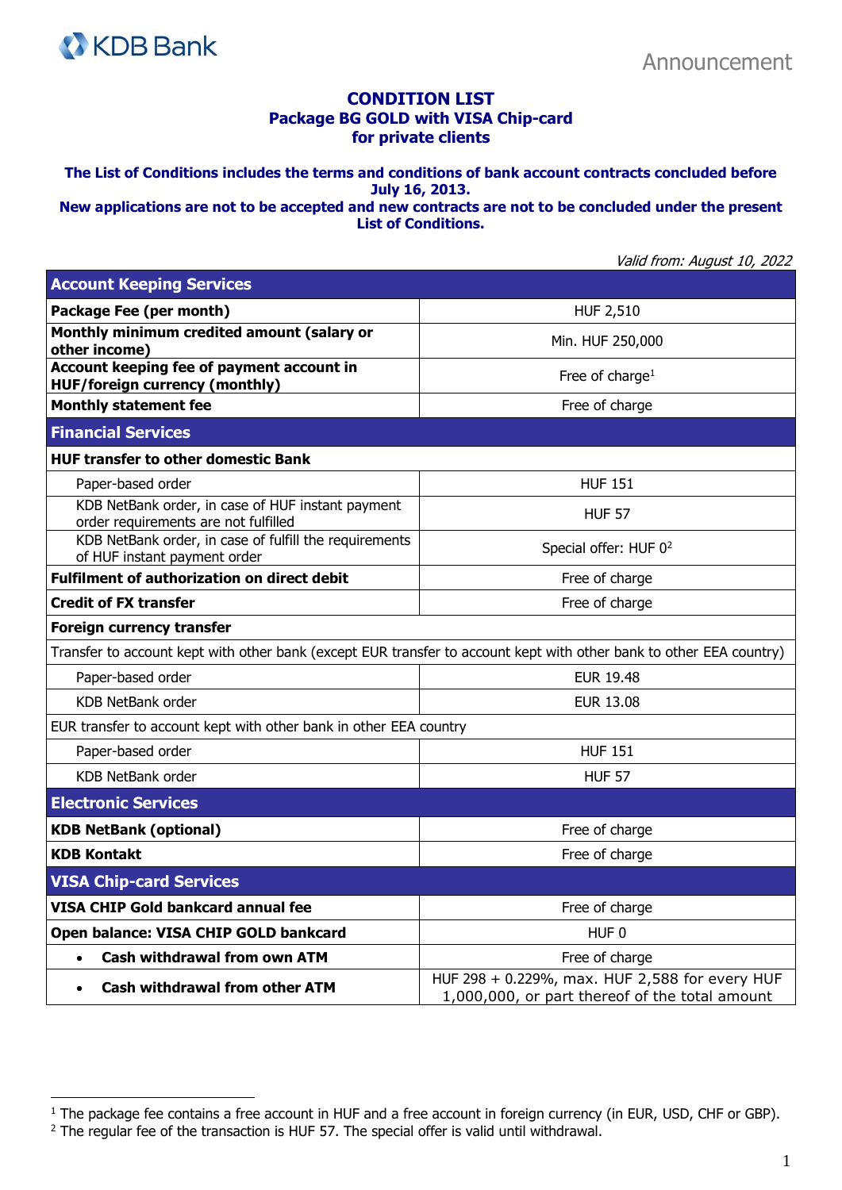# CONDITION LIST
## Package BG GOLD with VISA Chip-card
## for private clients

**The List of Conditions includes the terms and conditions of bank account contracts concluded before July 16, 2013.**
**New applications are not to be accepted and new contracts are not to be concluded under the present List of Conditions.**

*Valid from: August 10, 2022*

| **Account Keeping Services** | |
|---|---|
| **Package Fee (per month)** | HUF 2,510 |
| **Monthly minimum credited amount (salary or other income)** | Min. HUF 250,000 |
| **Account keeping fee of payment account in HUF/foreign currency (monthly)** | Free of charge[1] |
| **Monthly statement fee** | Free of charge |
| **Financial Services** | |
| **HUF transfer to other domestic Bank** | |
| Paper-based order | HUF 151 |
| KDB NetBank order, in case of HUF instant payment order requirements are not fulfilled | HUF 57 |
| KDB NetBank order, in case of fulfill the requirements of HUF instant payment order | Special offer: HUF 0[2] |
| **Fulfilment of authorization on direct debit** | Free of charge |
| **Credit of FX transfer** | Free of charge |
| **Foreign currency transfer** | |
| Transfer to account kept with other bank (except EUR transfer to account kept with other bank to other EEA country) | |
| Paper-based order | EUR 19.48 |
| KDB NetBank order | EUR 13.08 |
| EUR transfer to account kept with other bank in other EEA country | |
| Paper-based order | HUF 151 |
| KDB NetBank order | HUF 57 |
| **Electronic Services** | |
| **KDB NetBank (optional)** | Free of charge |
| **KDB Kontakt** | Free of charge |
| **VISA Chip-card Services** | |
| **VISA CHIP Gold bankcard annual fee** | Free of charge |
| **Open balance: VISA CHIP GOLD bankcard** | HUF 0 |
| • **Cash withdrawal from own ATM** | Free of charge |
| • **Cash withdrawal from other ATM** | HUF 298 + 0.229%, max. HUF 2,588 for every HUF 1,000,000, or part thereof of the total amount |

[1] The package fee contains a free account in HUF and a free account in foreign currency (in EUR, USD, CHF or GBP).
[2] The regular fee of the transaction is HUF 57. The special offer is valid until withdrawal.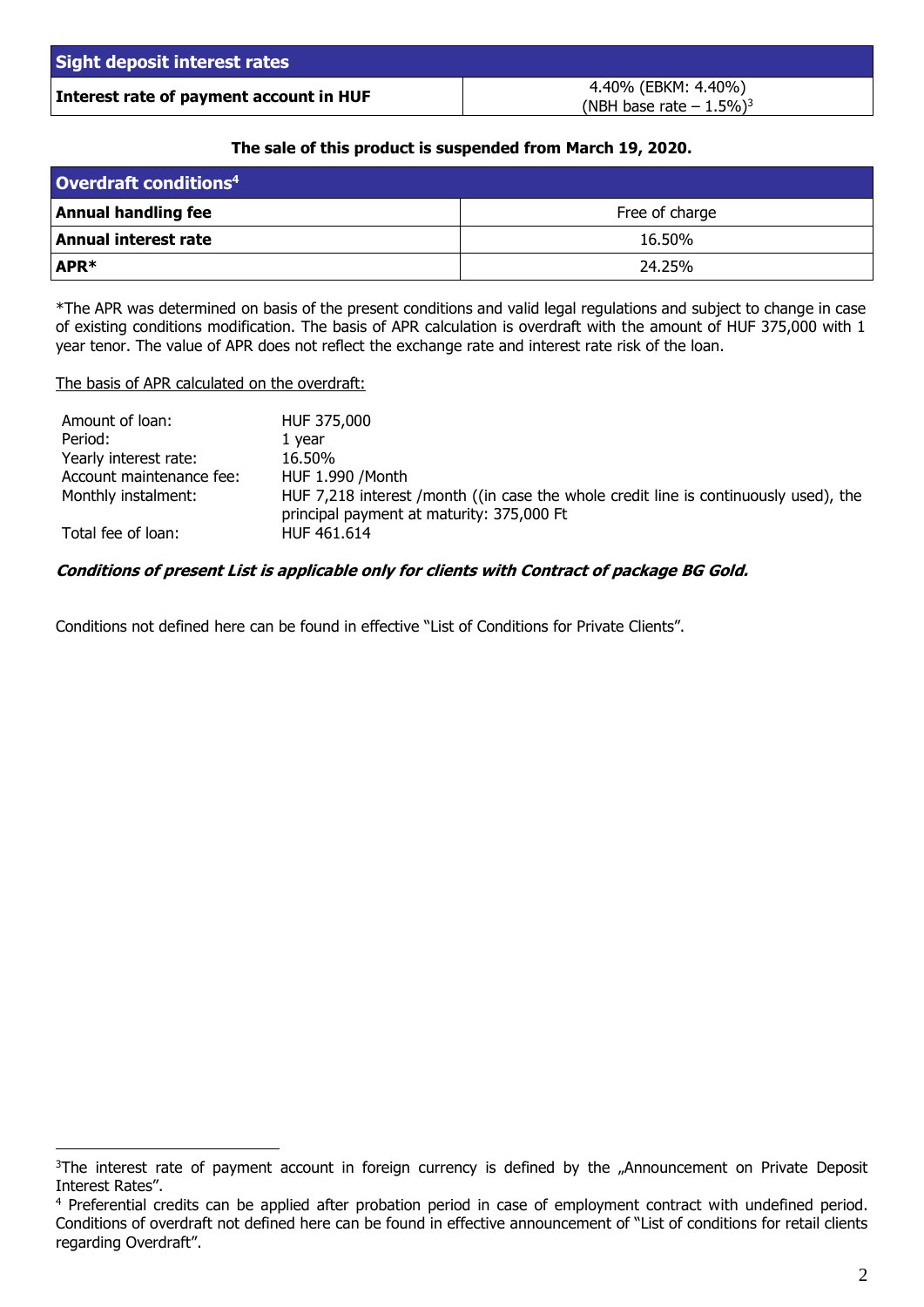| Sight deposit interest rates | |
|---|---|
| **Interest rate of payment account in HUF** | 4.40% (EBKM: 4.40%) (NBH base rate – 1.5%)[3] |

**The sale of this product is suspended from March 19, 2020.**

| Overdraft conditions[4] | |
|---|---|
| **Annual handling fee** | Free of charge |
| **Annual interest rate** | 16.50% |
| **APR*** | 24.25% |

*The APR was determined on basis of the present conditions and valid legal regulations and subject to change in case of existing conditions modification. The basis of APR calculation is overdraft with the amount of HUF 375,000 with 1 year tenor. The value of APR does not reflect the exchange rate and interest rate risk of the loan.

The basis of APR calculated on the overdraft:

| | |
|---|---|
| Amount of loan: | HUF 375,000 |
| Period: | 1 year |
| Yearly interest rate: | 16.50% |
| Account maintenance fee: | HUF 1.990 /Month |
| Monthly instalment: | HUF 7,218 interest /month ((in case the whole credit line is continuously used), the principal payment at maturity: 375,000 Ft |
| Total fee of loan: | HUF 461.614 |

***Conditions of present List is applicable only for clients with Contract of package BG Gold.***

Conditions not defined here can be found in effective "List of Conditions for Private Clients".

[3]The interest rate of payment account in foreign currency is defined by the „Announcement on Private Deposit Interest Rates".

[4] Preferential credits can be applied after probation period in case of employment contract with undefined period. Conditions of overdraft not defined here can be found in effective announcement of "List of conditions for retail clients regarding Overdraft".